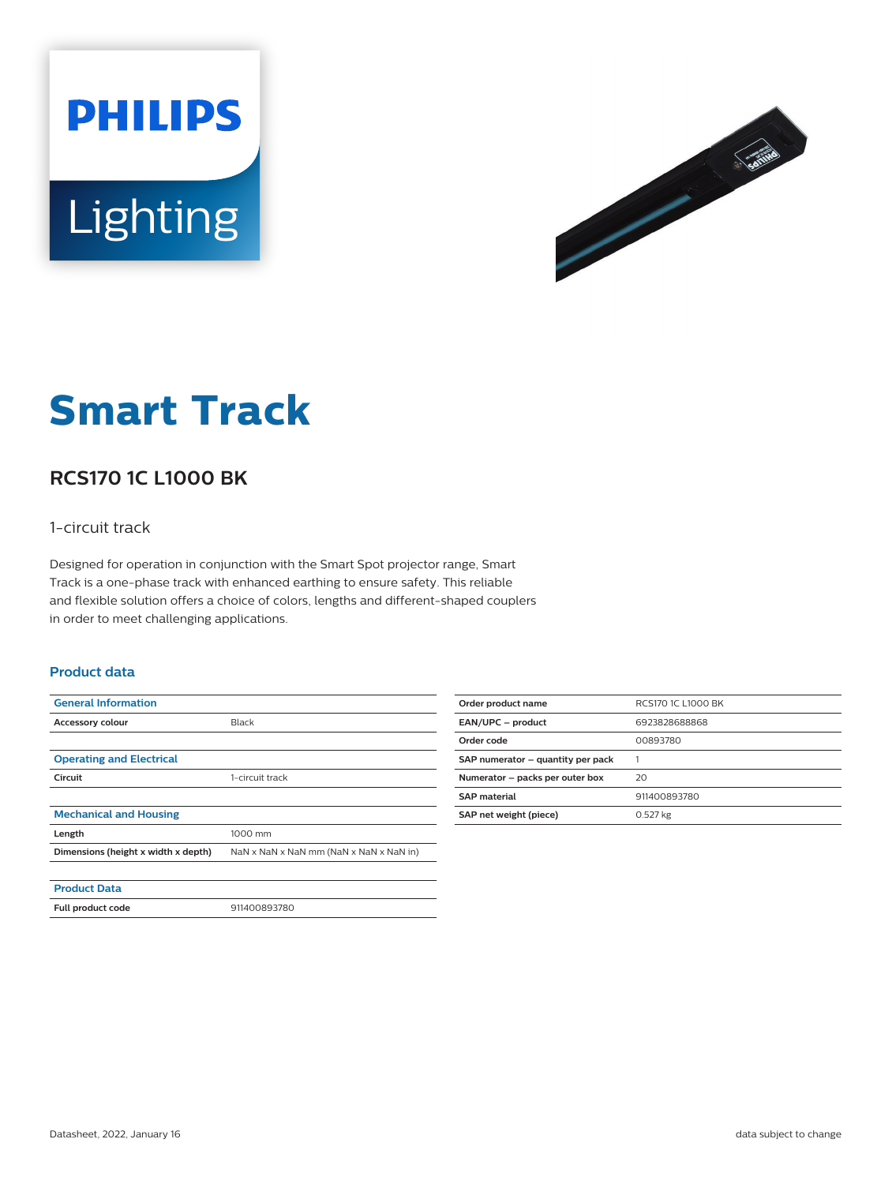PHILIPS

Lighting

# Smart Track

## RCS170 1C L1000 BK

1-circuit track

Designed for operation in conjunction with the Smart Spot projector range, Smart Track is a one-phase track with enhanced earthing to ensure safety. This reliable and flexible solution offers a choice of colors, lengths and different-shaped couplers in order to meet challenging applications.

### Product data

| General Information | |
|---|---|
| Accessory colour | Black |
| **Operating and Electrical** | |
| Circuit | 1-circuit track |
| **Mechanical and Housing** | |
| Length | 1000 mm |
| Dimensions (height x width x depth) | NaN x NaN x NaN mm (NaN x NaN x NaN in) |
| **Product Data** | |
| Full product code | 911400893780 |

| Order product name | RCS170 1C L1000 BK |
|---|---|
| EAN/UPC – product | 6923828688868 |
| Order code | 00893780 |
| SAP numerator – quantity per pack | 1 |
| Numerator – packs per outer box | 20 |
| SAP material | 911400893780 |
| SAP net weight (piece) | 0.527 kg |

Datasheet, 2022, January 16

data subject to change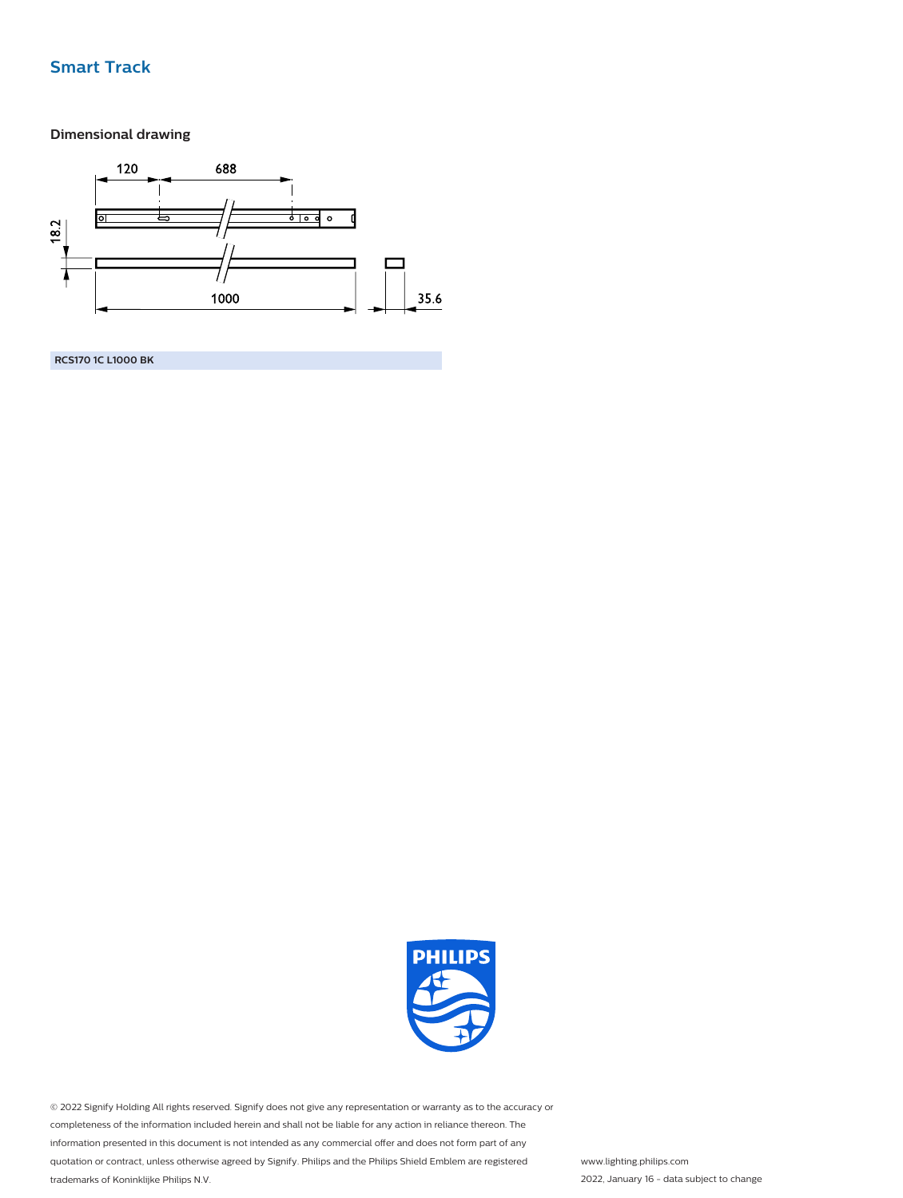## Smart Track

### Dimensional drawing

120
688
18.2
1000
35.6

RCS170 1C L1000 BK

© 2022 Signify Holding All rights reserved. Signify does not give any representation or warranty as to the accuracy or completeness of the information included herein and shall not be liable for any action in reliance thereon. The information presented in this document is not intended as any commercial offer and does not form part of any quotation or contract, unless otherwise agreed by Signify. Philips and the Philips Shield Emblem are registered trademarks of Koninklijke Philips N.V.

www.lighting.philips.com
2022, January 16 - data subject to change